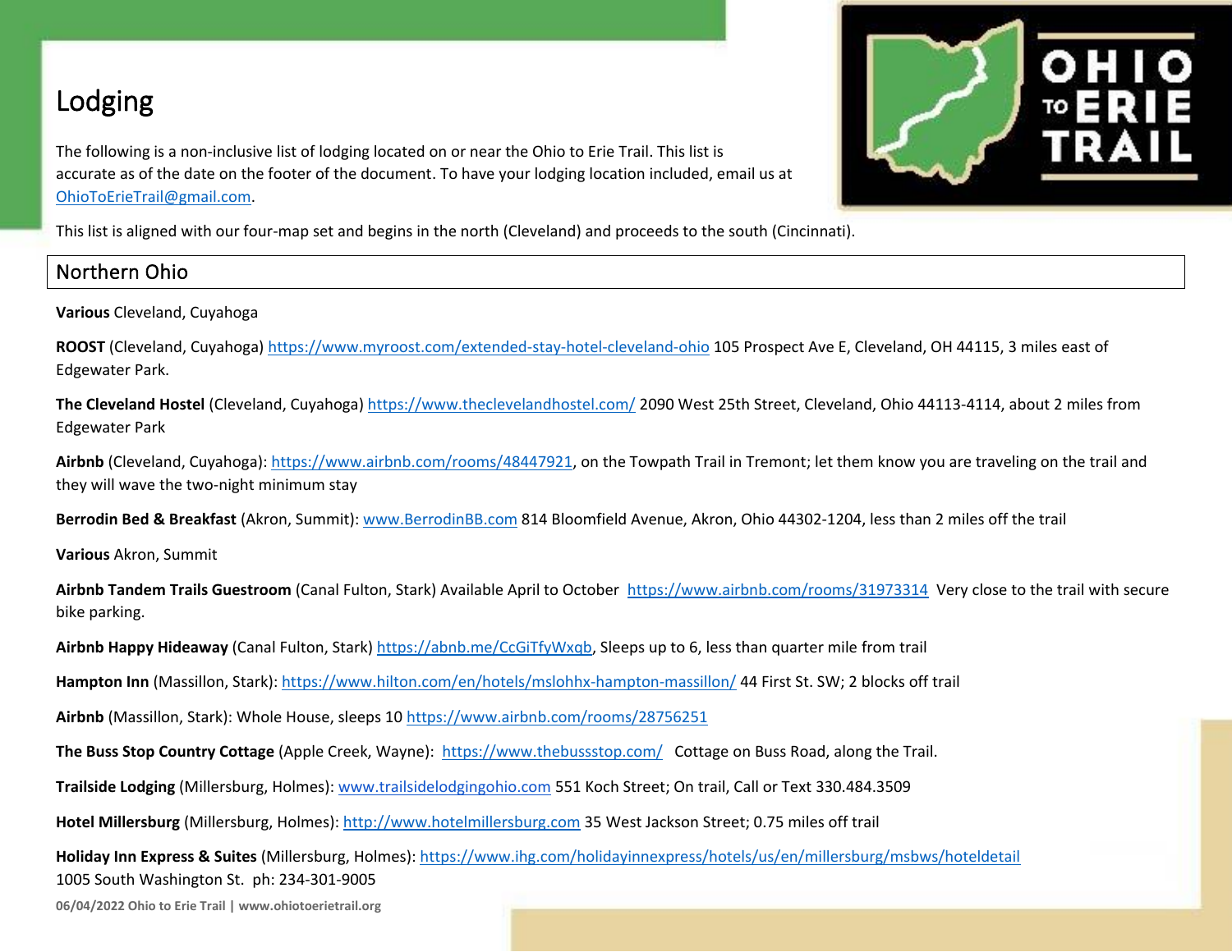# Lodging

The following is a non-inclusive list of lodging located on or near the Ohio to Erie Trail. This list is accurate as of the date on the footer of the document. To have your lodging location included, email us at OhioToErieTrail@gmail.com.

This list is aligned with our four-map set and begins in the north (Cleveland) and proceeds to the south (Cincinnati).

## Northern Ohio

**Various** Cleveland, Cuyahoga

**ROOST** (Cleveland, Cuyahoga) https://www.myroost.com/extended-stay-hotel-cleveland-ohio 105 Prospect Ave E, Cleveland, OH 44115, 3 miles east of Edgewater Park.

**The Cleveland Hostel** (Cleveland, Cuyahoga) https://www.theclevelandhostel.com/ 2090 West 25th Street, Cleveland, Ohio 44113-4114, about 2 miles from Edgewater Park

**Airbnb** (Cleveland, Cuyahoga): https://www.airbnb.com/rooms/48447921, on the Towpath Trail in Tremont; let them know you are traveling on the trail and they will wave the two-night minimum stay

**Berrodin Bed & Breakfast** (Akron, Summit): www.BerrodinBB.com 814 Bloomfield Avenue, Akron, Ohio 44302-1204, less than 2 miles off the trail

**Various** Akron, Summit

**Airbnb Tandem Trails Guestroom** (Canal Fulton, Stark) Available April to October https://www.airbnb.com/rooms/31973314 Very close to the trail with secure bike parking.

**Airbnb Happy Hideaway** (Canal Fulton, Stark) https://abnb.me/CcGiTfyWxqb, Sleeps up to 6, less than quarter mile from trail

**Hampton Inn** (Massillon, Stark): https://www.hilton.com/en/hotels/mslohhx-hampton-massillon/ 44 First St. SW; 2 blocks off trail

**Airbnb** (Massillon, Stark): Whole House, sleeps 10 https://www.airbnb.com/rooms/28756251

**The Buss Stop Country Cottage** (Apple Creek, Wayne): https://www.thebussstop.com/ Cottage on Buss Road, along the Trail.

**Trailside Lodging** (Millersburg, Holmes): www.trailsidelodgingohio.com 551 Koch Street; On trail, Call or Text 330.484.3509

**Hotel Millersburg** (Millersburg, Holmes): http://www.hotelmillersburg.com 35 West Jackson Street; 0.75 miles off trail

**Holiday Inn Express & Suites** (Millersburg, Holmes): https://www.ihg.com/holidayinnexpress/hotels/us/en/millersburg/msbws/hoteldetail 1005 South Washington St. ph: 234-301-9005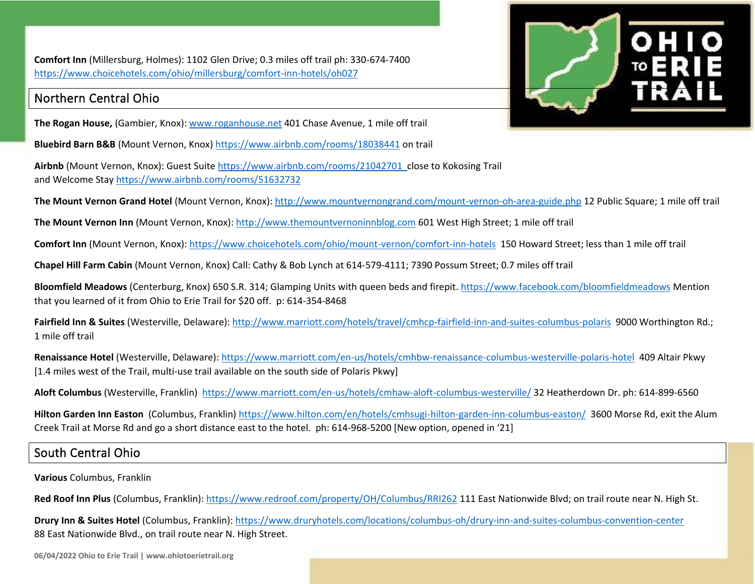**Comfort Inn** (Millersburg, Holmes): 1102 Glen Drive; 0.3 miles off trail ph: 330-674-7400 https://www.choicehotels.com/ohio/millersburg/comfort-inn-hotels/oh027

## Northern Central Ohio

**The Rogan House,** (Gambier, Knox): www.roganhouse.net 401 Chase Avenue, 1 mile off trail

**Bluebird Barn B&B** (Mount Vernon, Knox) https://www.airbnb.com/rooms/18038441 on trail

**Airbnb** (Mount Vernon, Knox): Guest Suite https://www.airbnb.com/rooms/21042701 close to Kokosing Trail and Welcome Stay https://www.airbnb.com/rooms/51632732

**The Mount Vernon Grand Hotel** (Mount Vernon, Knox): http://www.mountvernongrand.com/mount-vernon-oh-area-guide.php 12 Public Square; 1 mile off trail

**The Mount Vernon Inn** (Mount Vernon, Knox): http://www.themountvernoninnblog.com 601 West High Street; 1 mile off trail

**Comfort Inn** (Mount Vernon, Knox): https://www.choicehotels.com/ohio/mount-vernon/comfort-inn-hotels 150 Howard Street; less than 1 mile off trail

**Chapel Hill Farm Cabin** (Mount Vernon, Knox) Call: Cathy & Bob Lynch at 614-579-4111; 7390 Possum Street; 0.7 miles off trail

**Bloomfield Meadows** (Centerburg, Knox) 650 S.R. 314; Glamping Units with queen beds and firepit. https://www.facebook.com/bloomfieldmeadows Mention that you learned of it from Ohio to Erie Trail for $20 off. p: 614-354-8468

**Fairfield Inn & Suites** (Westerville, Delaware): http://www.marriott.com/hotels/travel/cmhcp-fairfield-inn-and-suites-columbus-polaris 9000 Worthington Rd.; 1 mile off trail

**Renaissance Hotel** (Westerville, Delaware): https://www.marriott.com/en-us/hotels/cmhbw-renaissance-columbus-westerville-polaris-hotel 409 Altair Pkwy [1.4 miles west of the Trail, multi-use trail available on the south side of Polaris Pkwy]

**Aloft Columbus** (Westerville, Franklin) https://www.marriott.com/en-us/hotels/cmhaw-aloft-columbus-westerville/ 32 Heatherdown Dr. ph: 614-899-6560

**Hilton Garden Inn Easton** (Columbus, Franklin) https://www.hilton.com/en/hotels/cmhsugi-hilton-garden-inn-columbus-easton/ 3600 Morse Rd, exit the Alum Creek Trail at Morse Rd and go a short distance east to the hotel. ph: 614-968-5200 [New option, opened in '21]

## South Central Ohio

**Various** Columbus, Franklin

**Red Roof Inn Plus** (Columbus, Franklin): https://www.redroof.com/property/OH/Columbus/RRI262 111 East Nationwide Blvd; on trail route near N. High St.

**Drury Inn & Suites Hotel** (Columbus, Franklin): https://www.druryhotels.com/locations/columbus-oh/drury-inn-and-suites-columbus-convention-center 88 East Nationwide Blvd., on trail route near N. High Street.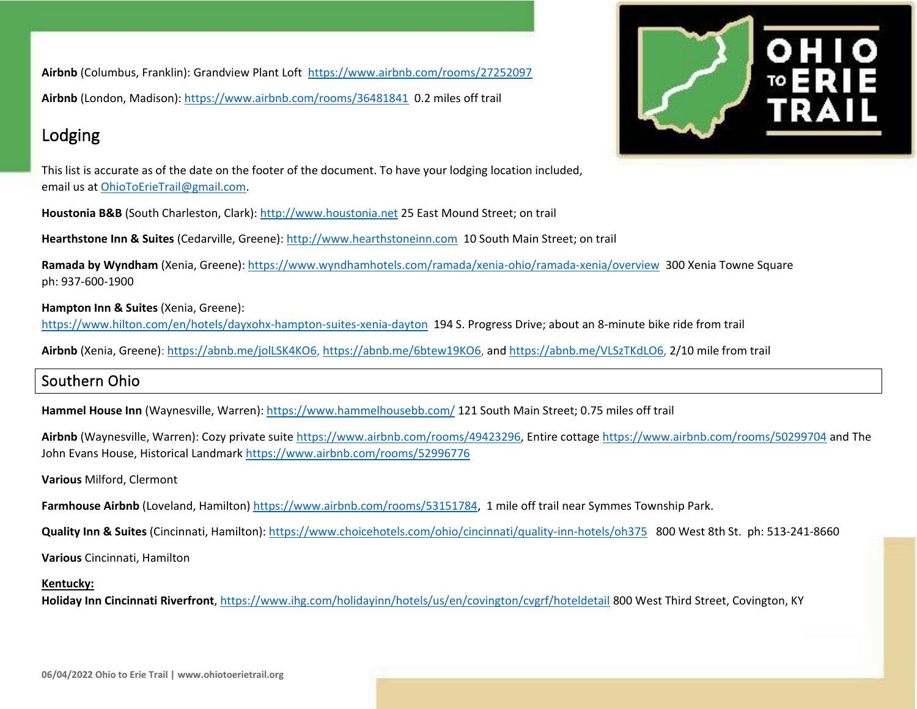**Airbnb** (Columbus, Franklin): Grandview Plant Loft https://www.airbnb.com/rooms/27252097

**Airbnb** (London, Madison): https://www.airbnb.com/rooms/36481841 0.2 miles off trail

## Lodging

This list is accurate as of the date on the footer of the document. To have your lodging location included, email us at OhioToErieTrail@gmail.com.

**Houstonia B&B** (South Charleston, Clark): http://www.houstonia.net 25 East Mound Street; on trail

**Hearthstone Inn & Suites** (Cedarville, Greene): http://www.hearthstoneinn.com 10 South Main Street; on trail

**Ramada by Wyndham** (Xenia, Greene): https://www.wyndhamhotels.com/ramada/xenia-ohio/ramada-xenia/overview 300 Xenia Towne Square ph: 937-600-1900

**Hampton Inn & Suites** (Xenia, Greene): https://www.hilton.com/en/hotels/dayxohx-hampton-suites-xenia-dayton 194 S. Progress Drive; about an 8-minute bike ride from trail

**Airbnb** (Xenia, Greene): https://abnb.me/jolLSK4KO6, https://abnb.me/6btew19KO6, and https://abnb.me/VLSzTKdLO6, 2/10 mile from trail

## Southern Ohio

**Hammel House Inn** (Waynesville, Warren): https://www.hammelhousebb.com/ 121 South Main Street; 0.75 miles off trail

**Airbnb** (Waynesville, Warren): Cozy private suite https://www.airbnb.com/rooms/49423296, Entire cottage https://www.airbnb.com/rooms/50299704 and The John Evans House, Historical Landmark https://www.airbnb.com/rooms/52996776

**Various** Milford, Clermont

**Farmhouse Airbnb** (Loveland, Hamilton) https://www.airbnb.com/rooms/53151784, 1 mile off trail near Symmes Township Park.

**Quality Inn & Suites** (Cincinnati, Hamilton): https://www.choicehotels.com/ohio/cincinnati/quality-inn-hotels/oh375 800 West 8th St. ph: 513-241-8660

**Various** Cincinnati, Hamilton

**Kentucky:**

**Holiday Inn Cincinnati Riverfront**, https://www.ihg.com/holidayinn/hotels/us/en/covington/cvgrf/hoteldetail 800 West Third Street, Covington, KY